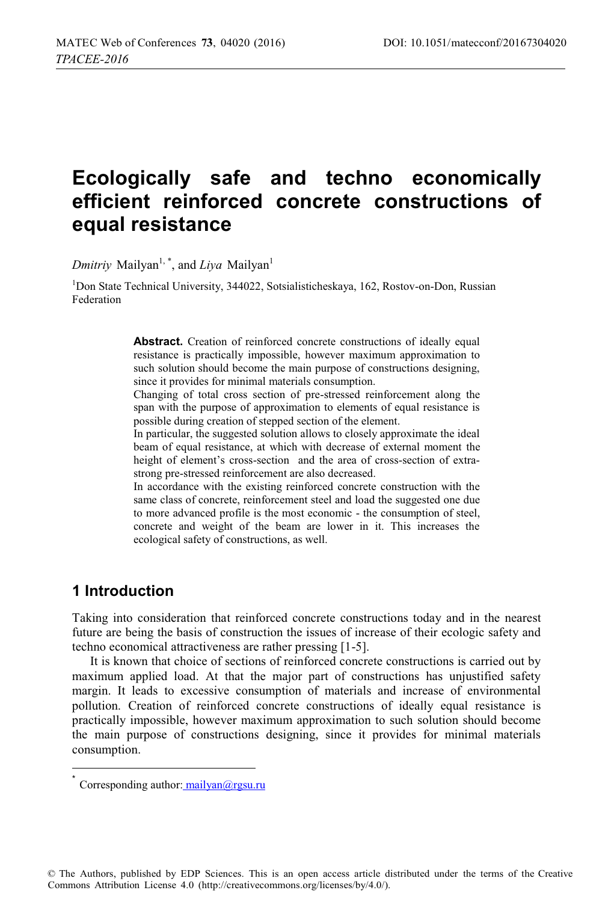# Ecologically safe and techno economically efficient reinforced concrete constructions of equal resistance

*Dmitriy* Mailyan[1,*], and *Liya* Mailyan[1]

[1]Don State Technical University, 344022, Sotsialisticheskaya, 162, Rostov-on-Don, Russian Federation

**Abstract.** Creation of reinforced concrete constructions of ideally equal resistance is practically impossible, however maximum approximation to such solution should become the main purpose of constructions designing, since it provides for minimal materials consumption.
Changing of total cross section of pre-stressed reinforcement along the span with the purpose of approximation to elements of equal resistance is possible during creation of stepped section of the element.
In particular, the suggested solution allows to closely approximate the ideal beam of equal resistance, at which with decrease of external moment the height of element's cross-section and the area of cross-section of extra-strong pre-stressed reinforcement are also decreased.
In accordance with the existing reinforced concrete construction with the same class of concrete, reinforcement steel and load the suggested one due to more advanced profile is the most economic - the consumption of steel, concrete and weight of the beam are lower in it. This increases the ecological safety of constructions, as well.

## 1 Introduction

Taking into consideration that reinforced concrete constructions today and in the nearest future are being the basis of construction the issues of increase of their ecologic safety and techno economical attractiveness are rather pressing [1-5].

It is known that choice of sections of reinforced concrete constructions is carried out by maximum applied load. At that the major part of constructions has unjustified safety margin. It leads to excessive consumption of materials and increase of environmental pollution. Creation of reinforced concrete constructions of ideally equal resistance is practically impossible, however maximum approximation to such solution should become the main purpose of constructions designing, since it provides for minimal materials consumption.

[*] Corresponding author: mailyan@rgsu.ru

© The Authors, published by EDP Sciences. This is an open access article distributed under the terms of the Creative Commons Attribution License 4.0 (http://creativecommons.org/licenses/by/4.0/).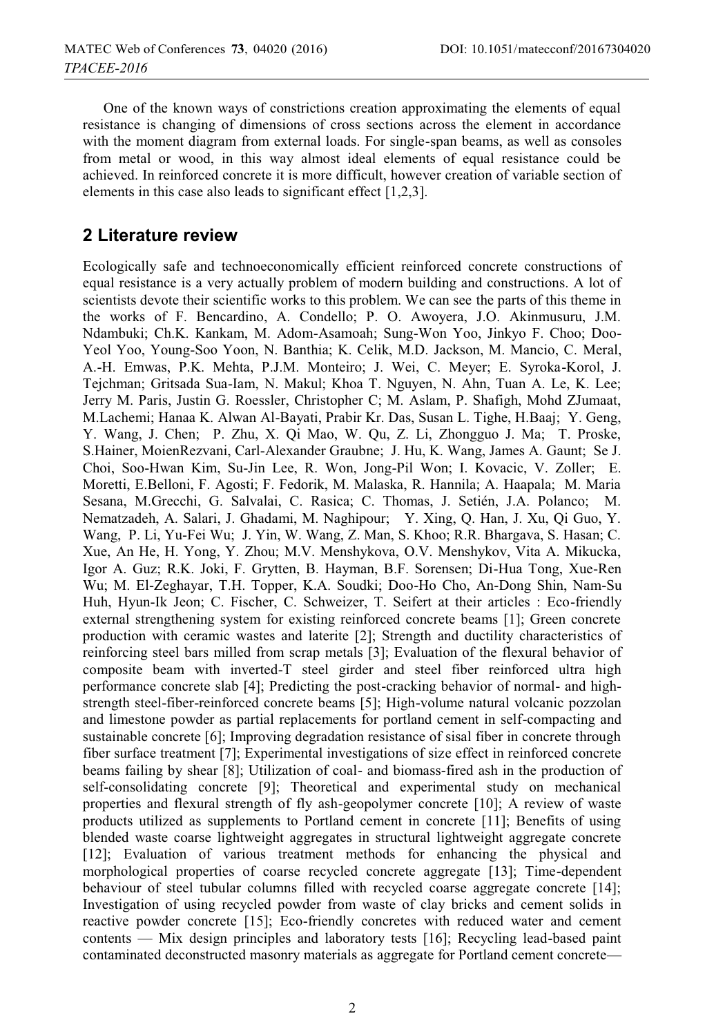One of the known ways of constrictions creation approximating the elements of equal resistance is changing of dimensions of cross sections across the element in accordance with the moment diagram from external loads. For single-span beams, as well as consoles from metal or wood, in this way almost ideal elements of equal resistance could be achieved. In reinforced concrete it is more difficult, however creation of variable section of elements in this case also leads to significant effect [1,2,3].

## 2 Literature review

Ecologically safe and technoeconomically efficient reinforced concrete constructions of equal resistance is a very actually problem of modern building and constructions. A lot of scientists devote their scientific works to this problem. We can see the parts of this theme in the works of F. Bencardino, A. Condello; P. O. Awoyera, J.O. Akinmusuru, J.M. Ndambuki; Ch.K. Kankam, M. Adom-Asamoah; Sung-Won Yoo, Jinkyo F. Choo; Doo-Yeol Yoo, Young-Soo Yoon, N. Banthia; K. Celik, M.D. Jackson, M. Mancio, C. Meral, A.-H. Emwas, P.K. Mehta, P.J.M. Monteiro; J. Wei, C. Meyer; E. Syroka-Korol, J. Tejchman; Gritsada Sua-Iam, N. Makul; Khoa T. Nguyen, N. Ahn, Tuan A. Le, K. Lee; Jerry M. Paris, Justin G. Roessler, Christopher C; M. Aslam, P. Shafigh, Mohd ZJumaat, M.Lachemi; Hanaa K. Alwan Al-Bayati, Prabir Kr. Das, Susan L. Tighe, H.Baaj; Y. Geng, Y. Wang, J. Chen; P. Zhu, X. Qi Mao, W. Qu, Z. Li, Zhongguo J. Ma; T. Proske, S.Hainer, MoienRezvani, Carl-Alexander Graubne; J. Hu, K. Wang, James A. Gaunt; Se J. Choi, Soo-Hwan Kim, Su-Jin Lee, R. Won, Jong-Pil Won; I. Kovacic, V. Zoller; E. Moretti, E.Belloni, F. Agosti; F. Fedorik, M. Malaska, R. Hannila; A. Haapala; M. Maria Sesana, M.Grecchi, G. Salvalai, C. Rasica; C. Thomas, J. Setién, J.A. Polanco; M. Nematzadeh, A. Salari, J. Ghadami, M. Naghipour; Y. Xing, Q. Han, J. Xu, Qi Guo, Y. Wang, P. Li, Yu-Fei Wu; J. Yin, W. Wang, Z. Man, S. Khoo; R.R. Bhargava, S. Hasan; C. Xue, An He, H. Yong, Y. Zhou; M.V. Menshykova, O.V. Menshykov, Vita A. Mikucka, Igor A. Guz; R.K. Joki, F. Grytten, B. Hayman, B.F. Sorensen; Di-Hua Tong, Xue-Ren Wu; M. El-Zeghayar, T.H. Topper, K.A. Soudki; Doo-Ho Cho, An-Dong Shin, Nam-Su Huh, Hyun-Ik Jeon; C. Fischer, C. Schweizer, T. Seifert at their articles : Eco-friendly external strengthening system for existing reinforced concrete beams [1]; Green concrete production with ceramic wastes and laterite [2]; Strength and ductility characteristics of reinforcing steel bars milled from scrap metals [3]; Evaluation of the flexural behavior of composite beam with inverted-T steel girder and steel fiber reinforced ultra high performance concrete slab [4]; Predicting the post-cracking behavior of normal- and high-strength steel-fiber-reinforced concrete beams [5]; High-volume natural volcanic pozzolan and limestone powder as partial replacements for portland cement in self-compacting and sustainable concrete [6]; Improving degradation resistance of sisal fiber in concrete through fiber surface treatment [7]; Experimental investigations of size effect in reinforced concrete beams failing by shear [8]; Utilization of coal- and biomass-fired ash in the production of self-consolidating concrete [9]; Theoretical and experimental study on mechanical properties and flexural strength of fly ash-geopolymer concrete [10]; A review of waste products utilized as supplements to Portland cement in concrete [11]; Benefits of using blended waste coarse lightweight aggregates in structural lightweight aggregate concrete [12]; Evaluation of various treatment methods for enhancing the physical and morphological properties of coarse recycled concrete aggregate [13]; Time-dependent behaviour of steel tubular columns filled with recycled coarse aggregate concrete [14]; Investigation of using recycled powder from waste of clay bricks and cement solids in reactive powder concrete [15]; Eco-friendly concretes with reduced water and cement contents — Mix design principles and laboratory tests [16]; Recycling lead-based paint contaminated deconstructed masonry materials as aggregate for Portland cement concrete—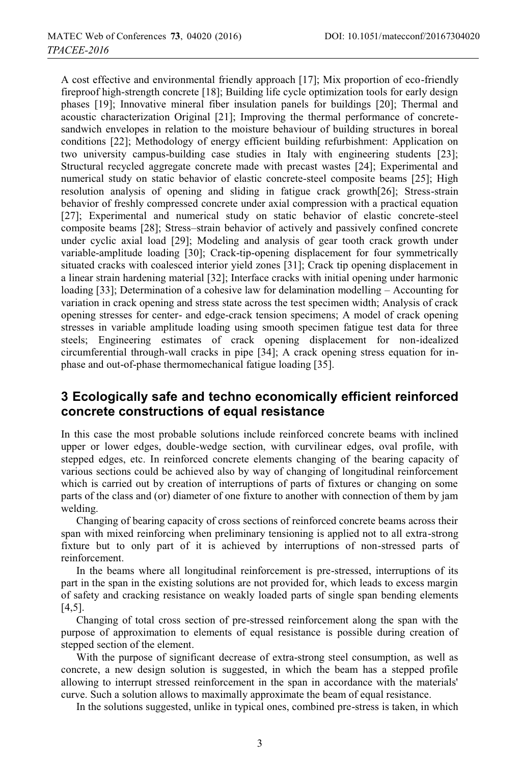A cost effective and environmental friendly approach [17]; Mix proportion of eco-friendly fireproof high-strength concrete [18]; Building life cycle optimization tools for early design phases [19]; Innovative mineral fiber insulation panels for buildings [20]; Thermal and acoustic characterization Original [21]; Improving the thermal performance of concrete-sandwich envelopes in relation to the moisture behaviour of building structures in boreal conditions [22]; Methodology of energy efficient building refurbishment: Application on two university campus-building case studies in Italy with engineering students [23]; Structural recycled aggregate concrete made with precast wastes [24]; Experimental and numerical study on static behavior of elastic concrete-steel composite beams [25]; High resolution analysis of opening and sliding in fatigue crack growth[26]; Stress-strain behavior of freshly compressed concrete under axial compression with a practical equation [27]; Experimental and numerical study on static behavior of elastic concrete-steel composite beams [28]; Stress–strain behavior of actively and passively confined concrete under cyclic axial load [29]; Modeling and analysis of gear tooth crack growth under variable-amplitude loading [30]; Crack-tip-opening displacement for four symmetrically situated cracks with coalesced interior yield zones [31]; Crack tip opening displacement in a linear strain hardening material [32]; Interface cracks with initial opening under harmonic loading [33]; Determination of a cohesive law for delamination modelling – Accounting for variation in crack opening and stress state across the test specimen width; Analysis of crack opening stresses for center- and edge-crack tension specimens; A model of crack opening stresses in variable amplitude loading using smooth specimen fatigue test data for three steels; Engineering estimates of crack opening displacement for non-idealized circumferential through-wall cracks in pipe [34]; A crack opening stress equation for in-phase and out-of-phase thermomechanical fatigue loading [35].

## 3 Ecologically safe and techno economically efficient reinforced concrete constructions of equal resistance

In this case the most probable solutions include reinforced concrete beams with inclined upper or lower edges, double-wedge section, with curvilinear edges, oval profile, with stepped edges, etc. In reinforced concrete elements changing of the bearing capacity of various sections could be achieved also by way of changing of longitudinal reinforcement which is carried out by creation of interruptions of parts of fixtures or changing on some parts of the class and (or) diameter of one fixture to another with connection of them by jam welding.

Changing of bearing capacity of cross sections of reinforced concrete beams across their span with mixed reinforcing when preliminary tensioning is applied not to all extra-strong fixture but to only part of it is achieved by interruptions of non-stressed parts of reinforcement.

In the beams where all longitudinal reinforcement is pre-stressed, interruptions of its part in the span in the existing solutions are not provided for, which leads to excess margin of safety and cracking resistance on weakly loaded parts of single span bending elements [4,5].

Changing of total cross section of pre-stressed reinforcement along the span with the purpose of approximation to elements of equal resistance is possible during creation of stepped section of the element.

With the purpose of significant decrease of extra-strong steel consumption, as well as concrete, a new design solution is suggested, in which the beam has a stepped profile allowing to interrupt stressed reinforcement in the span in accordance with the materials' curve. Such a solution allows to maximally approximate the beam of equal resistance.

In the solutions suggested, unlike in typical ones, combined pre-stress is taken, in which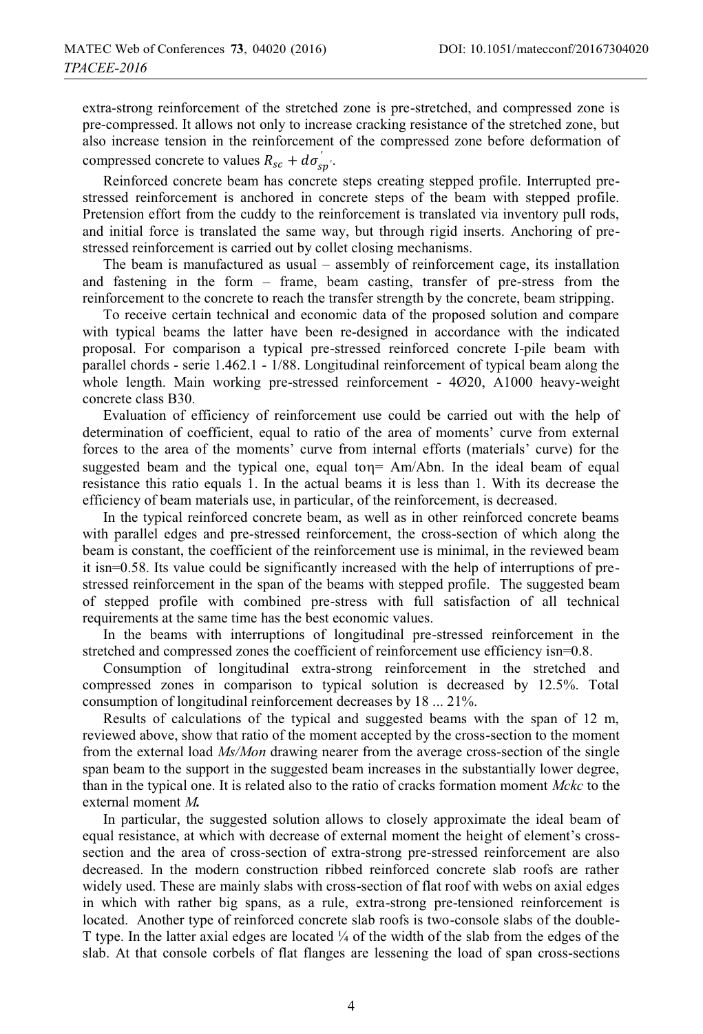extra-strong reinforcement of the stretched zone is pre-stretched, and compressed zone is pre-compressed. It allows not only to increase cracking resistance of the stretched zone, but also increase tension in the reinforcement of the compressed zone before deformation of compressed concrete to values $R_{sc} + d\sigma'_{sp'}$.

Reinforced concrete beam has concrete steps creating stepped profile. Interrupted pre-stressed reinforcement is anchored in concrete steps of the beam with stepped profile. Pretension effort from the cuddy to the reinforcement is translated via inventory pull rods, and initial force is translated the same way, but through rigid inserts. Anchoring of pre-stressed reinforcement is carried out by collet closing mechanisms.

The beam is manufactured as usual – assembly of reinforcement cage, its installation and fastening in the form – frame, beam casting, transfer of pre-stress from the reinforcement to the concrete to reach the transfer strength by the concrete, beam stripping.

To receive certain technical and economic data of the proposed solution and compare with typical beams the latter have been re-designed in accordance with the indicated proposal. For comparison a typical pre-stressed reinforced concrete I-pile beam with parallel chords - serie 1.462.1 - 1/88. Longitudinal reinforcement of typical beam along the whole length. Main working pre-stressed reinforcement - 4Ø20, A1000 heavy-weight concrete class B30.

Evaluation of efficiency of reinforcement use could be carried out with the help of determination of coefficient, equal to ratio of the area of moments' curve from external forces to the area of the moments' curve from internal efforts (materials' curve) for the suggested beam and the typical one, equal to$\eta$= Am/Abn. In the ideal beam of equal resistance this ratio equals 1. In the actual beams it is less than 1. With its decrease the efficiency of beam materials use, in particular, of the reinforcement, is decreased.

In the typical reinforced concrete beam, as well as in other reinforced concrete beams with parallel edges and pre-stressed reinforcement, the cross-section of which along the beam is constant, the coefficient of the reinforcement use is minimal, in the reviewed beam it isn=0.58. Its value could be significantly increased with the help of interruptions of pre-stressed reinforcement in the span of the beams with stepped profile. The suggested beam of stepped profile with combined pre-stress with full satisfaction of all technical requirements at the same time has the best economic values.

In the beams with interruptions of longitudinal pre-stressed reinforcement in the stretched and compressed zones the coefficient of reinforcement use efficiency isn=0.8.

Consumption of longitudinal extra-strong reinforcement in the stretched and compressed zones in comparison to typical solution is decreased by 12.5%. Total consumption of longitudinal reinforcement decreases by 18 ... 21%.

Results of calculations of the typical and suggested beams with the span of 12 m, reviewed above, show that ratio of the moment accepted by the cross-section to the moment from the external load *Ms/Mon* drawing nearer from the average cross-section of the single span beam to the support in the suggested beam increases in the substantially lower degree, than in the typical one. It is related also to the ratio of cracks formation moment *Mckc* to the external moment ***M.***

In particular, the suggested solution allows to closely approximate the ideal beam of equal resistance, at which with decrease of external moment the height of element's cross-section and the area of cross-section of extra-strong pre-stressed reinforcement are also decreased. In the modern construction ribbed reinforced concrete slab roofs are rather widely used. These are mainly slabs with cross-section of flat roof with webs on axial edges in which with rather big spans, as a rule, extra-strong pre-tensioned reinforcement is located. Another type of reinforced concrete slab roofs is two-console slabs of the double-T type. In the latter axial edges are located ¼ of the width of the slab from the edges of the slab. At that console corbels of flat flanges are lessening the load of span cross-sections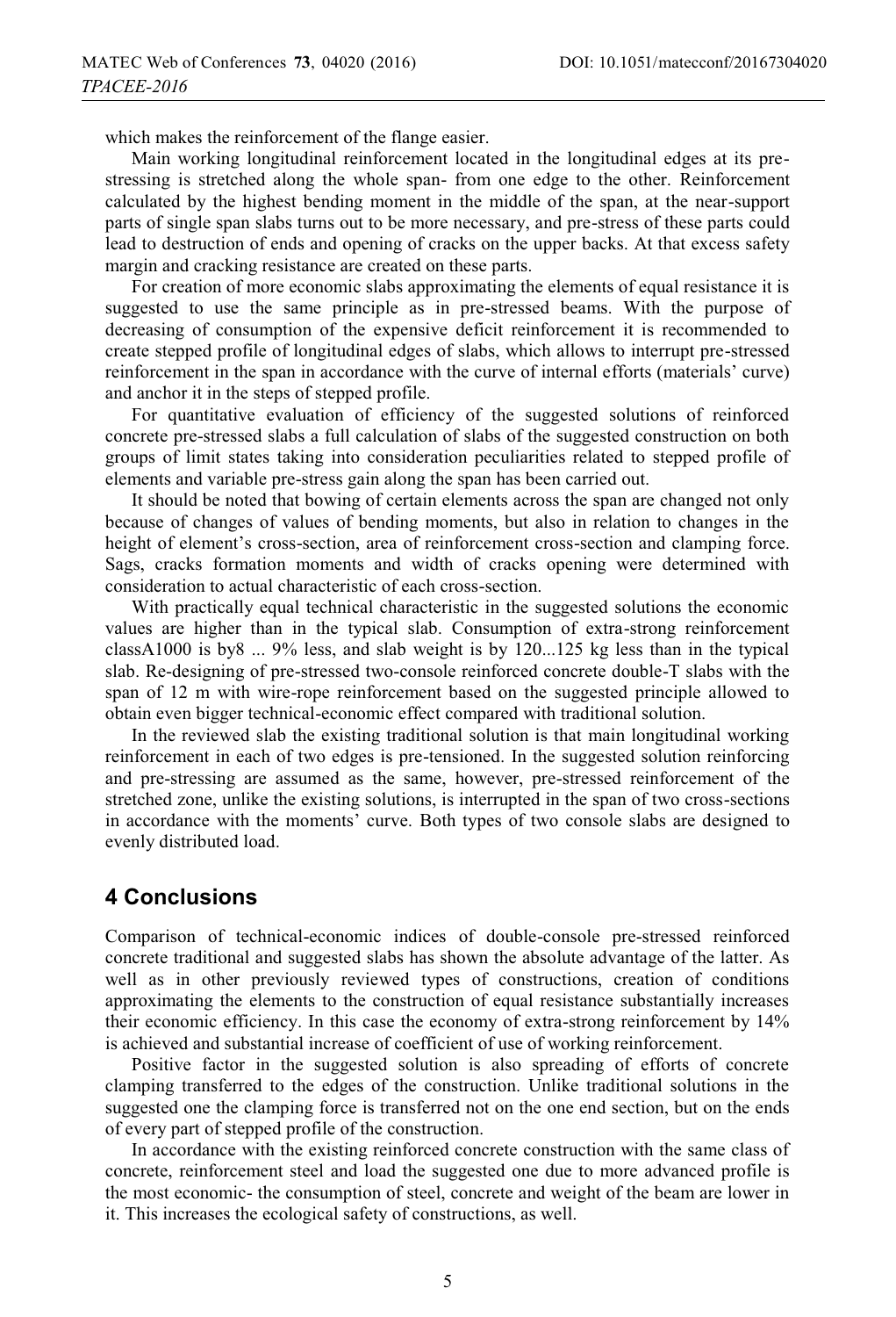which makes the reinforcement of the flange easier.

Main working longitudinal reinforcement located in the longitudinal edges at its pre-stressing is stretched along the whole span- from one edge to the other. Reinforcement calculated by the highest bending moment in the middle of the span, at the near-support parts of single span slabs turns out to be more necessary, and pre-stress of these parts could lead to destruction of ends and opening of cracks on the upper backs. At that excess safety margin and cracking resistance are created on these parts.

For creation of more economic slabs approximating the elements of equal resistance it is suggested to use the same principle as in pre-stressed beams. With the purpose of decreasing of consumption of the expensive deficit reinforcement it is recommended to create stepped profile of longitudinal edges of slabs, which allows to interrupt pre-stressed reinforcement in the span in accordance with the curve of internal efforts (materials' curve) and anchor it in the steps of stepped profile.

For quantitative evaluation of efficiency of the suggested solutions of reinforced concrete pre-stressed slabs a full calculation of slabs of the suggested construction on both groups of limit states taking into consideration peculiarities related to stepped profile of elements and variable pre-stress gain along the span has been carried out.

It should be noted that bowing of certain elements across the span are changed not only because of changes of values of bending moments, but also in relation to changes in the height of element's cross-section, area of reinforcement cross-section and clamping force. Sags, cracks formation moments and width of cracks opening were determined with consideration to actual characteristic of each cross-section.

With practically equal technical characteristic in the suggested solutions the economic values are higher than in the typical slab. Consumption of extra-strong reinforcement classA1000 is by8 ... 9% less, and slab weight is by 120...125 kg less than in the typical slab. Re-designing of pre-stressed two-console reinforced concrete double-T slabs with the span of 12 m with wire-rope reinforcement based on the suggested principle allowed to obtain even bigger technical-economic effect compared with traditional solution.

In the reviewed slab the existing traditional solution is that main longitudinal working reinforcement in each of two edges is pre-tensioned. In the suggested solution reinforcing and pre-stressing are assumed as the same, however, pre-stressed reinforcement of the stretched zone, unlike the existing solutions, is interrupted in the span of two cross-sections in accordance with the moments' curve. Both types of two console slabs are designed to evenly distributed load.

## 4 Conclusions

Comparison of technical-economic indices of double-console pre-stressed reinforced concrete traditional and suggested slabs has shown the absolute advantage of the latter. As well as in other previously reviewed types of constructions, creation of conditions approximating the elements to the construction of equal resistance substantially increases their economic efficiency. In this case the economy of extra-strong reinforcement by 14% is achieved and substantial increase of coefficient of use of working reinforcement.

Positive factor in the suggested solution is also spreading of efforts of concrete clamping transferred to the edges of the construction. Unlike traditional solutions in the suggested one the clamping force is transferred not on the one end section, but on the ends of every part of stepped profile of the construction.

In accordance with the existing reinforced concrete construction with the same class of concrete, reinforcement steel and load the suggested one due to more advanced profile is the most economic- the consumption of steel, concrete and weight of the beam are lower in it. This increases the ecological safety of constructions, as well.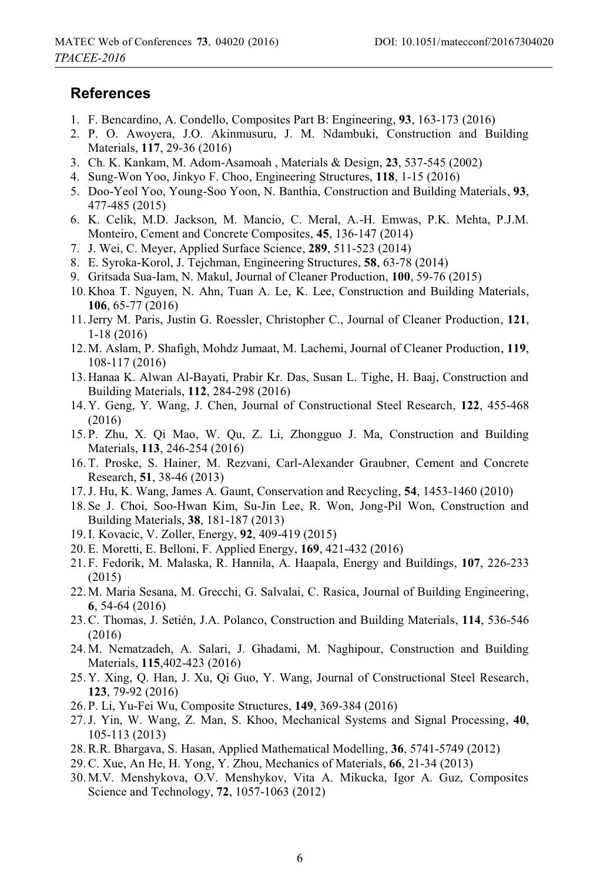## References

1. F. Bencardino, A. Condello, Composites Part B: Engineering, **93**, 163-173 (2016)
2. P. O. Awoyera, J.O. Akinmusuru, J. M. Ndambuki, Construction and Building Materials, **117**, 29-36 (2016)
3. Ch. K. Kankam, M. Adom-Asamoah , Materials & Design, **23**, 537-545 (2002)
4. Sung-Won Yoo, Jinkyo F. Choo, Engineering Structures, **118**, 1-15 (2016)
5. Doo-Yeol Yoo, Young-Soo Yoon, N. Banthia, Construction and Building Materials, **93**, 477-485 (2015)
6. K. Celik, M.D. Jackson, M. Mancio, C. Meral, A.-H. Emwas, P.K. Mehta, P.J.M. Monteiro, Cement and Concrete Composites, **45**, 136-147 (2014)
7. J. Wei, C. Meyer, Applied Surface Science, **289**, 511-523 (2014)
8. E. Syroka-Korol, J. Tejchman, Engineering Structures, **58**, 63-78 (2014)
9. Gritsada Sua-Iam, N. Makul, Journal of Cleaner Production, **100**, 59-76 (2015)
10. Khoa T. Nguyen, N. Ahn, Tuan A. Le, K. Lee, Construction and Building Materials, **106**, 65-77 (2016)
11. Jerry M. Paris, Justin G. Roessler, Christopher C., Journal of Cleaner Production, **121**, 1-18 (2016)
12. M. Aslam, P. Shafigh, Mohdz Jumaat, M. Lachemi, Journal of Cleaner Production, **119**, 108-117 (2016)
13. Hanaa K. Alwan Al-Bayati, Prabir Kr. Das, Susan L. Tighe, H. Baaj, Construction and Building Materials, **112**, 284-298 (2016)
14. Y. Geng, Y. Wang, J. Chen, Journal of Constructional Steel Research, **122**, 455-468 (2016)
15. P. Zhu, X. Qi Mao, W. Qu, Z. Li, Zhongguo J. Ma, Construction and Building Materials, **113**, 246-254 (2016)
16. T. Proske, S. Hainer, M. Rezvani, Carl-Alexander Graubner, Cement and Concrete Research, **51**, 38-46 (2013)
17. J. Hu, K. Wang, James A. Gaunt, Conservation and Recycling, **54**, 1453-1460 (2010)
18. Se J. Choi, Soo-Hwan Kim, Su-Jin Lee, R. Won, Jong-Pil Won, Construction and Building Materials, **38**, 181-187 (2013)
19. I. Kovacic, V. Zoller, Energy, **92**, 409-419 (2015)
20. E. Moretti, E. Belloni, F. Applied Energy, **169**, 421-432 (2016)
21. F. Fedorik, M. Malaska, R. Hannila, A. Haapala, Energy and Buildings, **107**, 226-233 (2015)
22. M. Maria Sesana, M. Grecchi, G. Salvalai, C. Rasica, Journal of Building Engineering, **6**, 54-64 (2016)
23. C. Thomas, J. Setién, J.A. Polanco, Construction and Building Materials, **114**, 536-546 (2016)
24. M. Nematzadeh, A. Salari, J. Ghadami, M. Naghipour, Construction and Building Materials, **115**,402-423 (2016)
25. Y. Xing, Q. Han, J. Xu, Qi Guo, Y. Wang, Journal of Constructional Steel Research, **123**, 79-92 (2016)
26. P. Li, Yu-Fei Wu, Composite Structures, **149**, 369-384 (2016)
27. J. Yin, W. Wang, Z. Man, S. Khoo, Mechanical Systems and Signal Processing, **40**, 105-113 (2013)
28. R.R. Bhargava, S. Hasan, Applied Mathematical Modelling, **36**, 5741-5749 (2012)
29. C. Xue, An He, H. Yong, Y. Zhou, Mechanics of Materials, **66**, 21-34 (2013)
30. M.V. Menshykova, O.V. Menshykov, Vita A. Mikucka, Igor A. Guz, Composites Science and Technology, **72**, 1057-1063 (2012)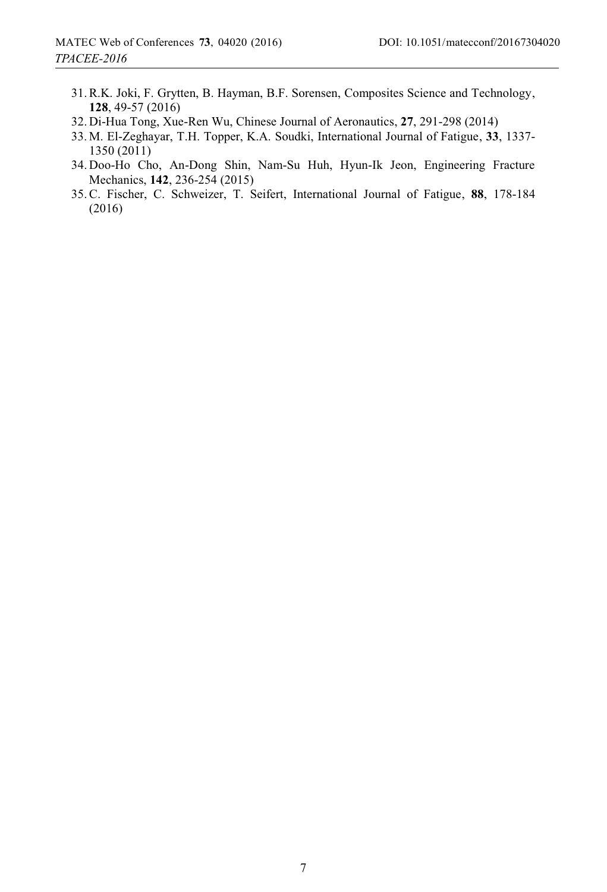31. R.K. Joki, F. Grytten, B. Hayman, B.F. Sorensen, Composites Science and Technology, **128**, 49-57 (2016)
32. Di-Hua Tong, Xue-Ren Wu, Chinese Journal of Aeronautics, **27**, 291-298 (2014)
33. M. El-Zeghayar, T.H. Topper, K.A. Soudki, International Journal of Fatigue, **33**, 1337-1350 (2011)
34. Doo-Ho Cho, An-Dong Shin, Nam-Su Huh, Hyun-Ik Jeon, Engineering Fracture Mechanics, **142**, 236-254 (2015)
35. C. Fischer, C. Schweizer, T. Seifert, International Journal of Fatigue, **88**, 178-184 (2016)